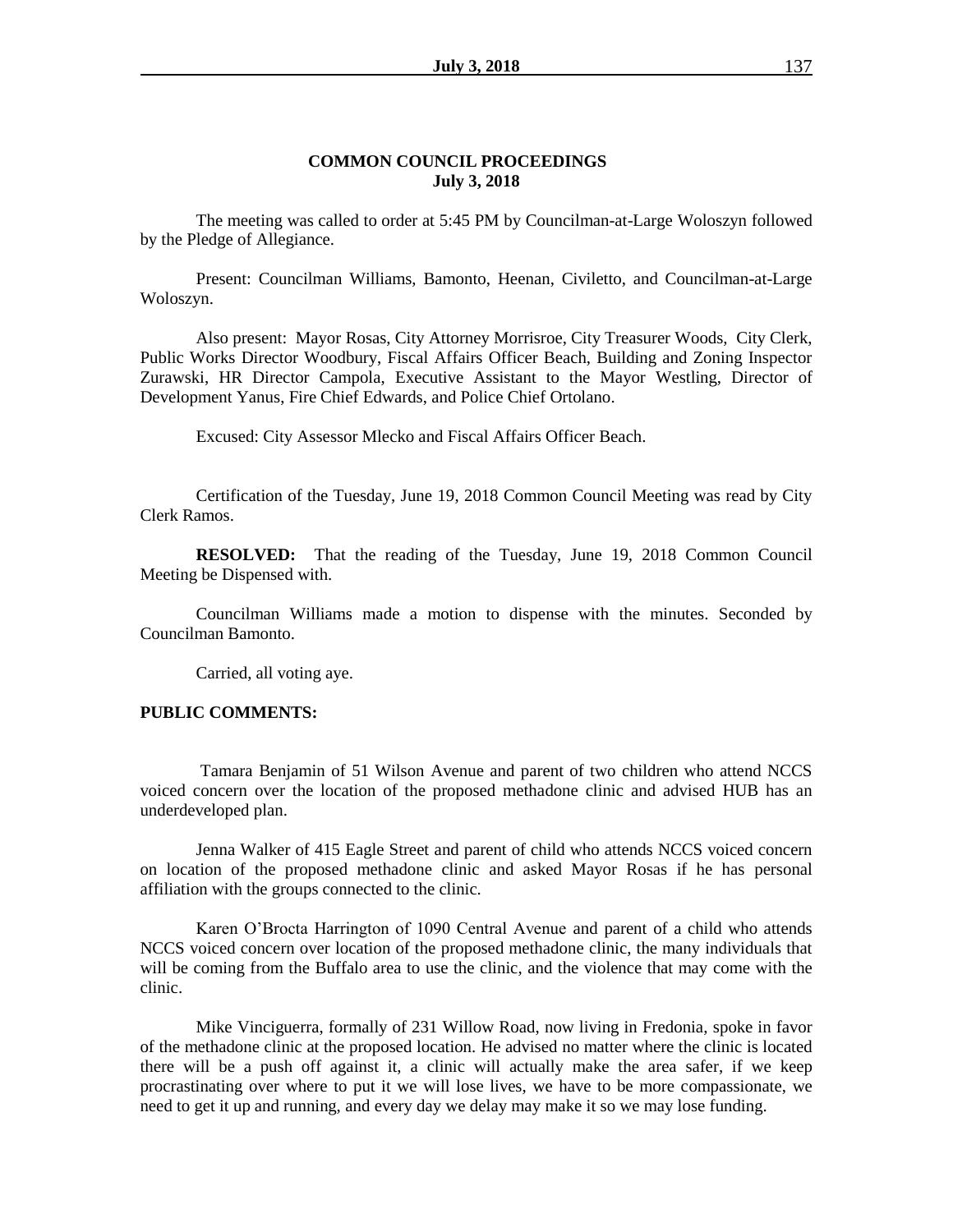## COMMON COUNCIL PROCEEDINGS
### July 3, 2018

The meeting was called to order at 5:45 PM by Councilman-at-Large Woloszyn followed by the Pledge of Allegiance.

Present: Councilman Williams, Bamonto, Heenan, Civiletto, and Councilman-at-Large Woloszyn.

Also present: Mayor Rosas, City Attorney Morrisroe, City Treasurer Woods, City Clerk, Public Works Director Woodbury, Fiscal Affairs Officer Beach, Building and Zoning Inspector Zurawski, HR Director Campola, Executive Assistant to the Mayor Westling, Director of Development Yanus, Fire Chief Edwards, and Police Chief Ortolano.

Excused: City Assessor Mlecko and Fiscal Affairs Officer Beach.

Certification of the Tuesday, June 19, 2018 Common Council Meeting was read by City Clerk Ramos.

**RESOLVED:** That the reading of the Tuesday, June 19, 2018 Common Council Meeting be Dispensed with.

Councilman Williams made a motion to dispense with the minutes. Seconded by Councilman Bamonto.

Carried, all voting aye.

**PUBLIC COMMENTS:**

Tamara Benjamin of 51 Wilson Avenue and parent of two children who attend NCCS voiced concern over the location of the proposed methadone clinic and advised HUB has an underdeveloped plan.

Jenna Walker of 415 Eagle Street and parent of child who attends NCCS voiced concern on location of the proposed methadone clinic and asked Mayor Rosas if he has personal affiliation with the groups connected to the clinic.

Karen O'Brocta Harrington of 1090 Central Avenue and parent of a child who attends NCCS voiced concern over location of the proposed methadone clinic, the many individuals that will be coming from the Buffalo area to use the clinic, and the violence that may come with the clinic.

Mike Vinciguerra, formally of 231 Willow Road, now living in Fredonia, spoke in favor of the methadone clinic at the proposed location. He advised no matter where the clinic is located there will be a push off against it, a clinic will actually make the area safer, if we keep procrastinating over where to put it we will lose lives, we have to be more compassionate, we need to get it up and running, and every day we delay may make it so we may lose funding.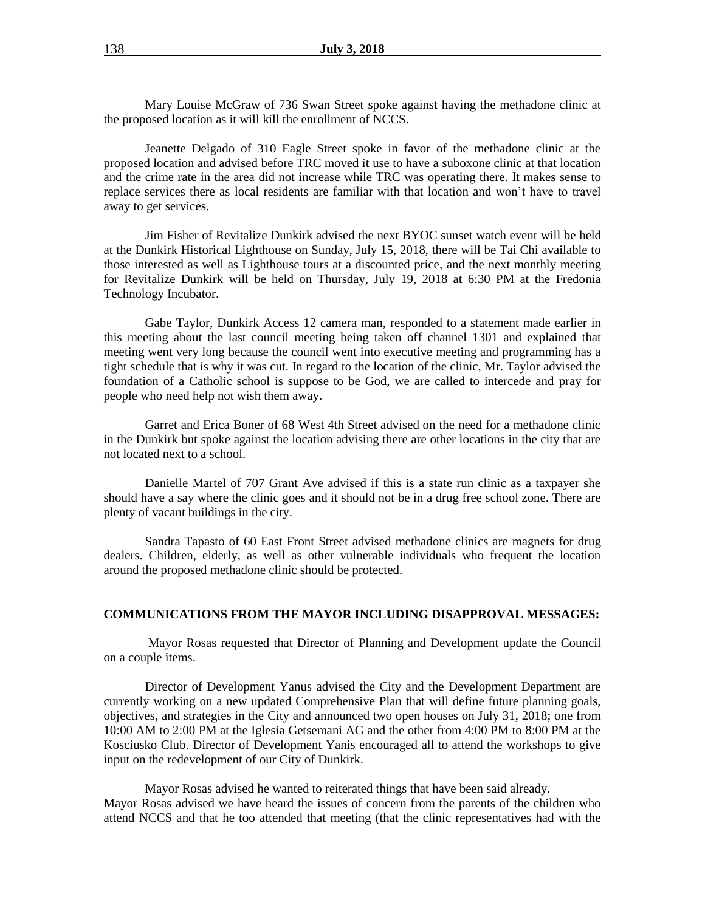Mary Louise McGraw of 736 Swan Street spoke against having the methadone clinic at the proposed location as it will kill the enrollment of NCCS.

Jeanette Delgado of 310 Eagle Street spoke in favor of the methadone clinic at the proposed location and advised before TRC moved it use to have a suboxone clinic at that location and the crime rate in the area did not increase while TRC was operating there. It makes sense to replace services there as local residents are familiar with that location and won't have to travel away to get services.

Jim Fisher of Revitalize Dunkirk advised the next BYOC sunset watch event will be held at the Dunkirk Historical Lighthouse on Sunday, July 15, 2018, there will be Tai Chi available to those interested as well as Lighthouse tours at a discounted price, and the next monthly meeting for Revitalize Dunkirk will be held on Thursday, July 19, 2018 at 6:30 PM at the Fredonia Technology Incubator.

Gabe Taylor, Dunkirk Access 12 camera man, responded to a statement made earlier in this meeting about the last council meeting being taken off channel 1301 and explained that meeting went very long because the council went into executive meeting and programming has a tight schedule that is why it was cut. In regard to the location of the clinic, Mr. Taylor advised the foundation of a Catholic school is suppose to be God, we are called to intercede and pray for people who need help not wish them away.

Garret and Erica Boner of 68 West 4th Street advised on the need for a methadone clinic in the Dunkirk but spoke against the location advising there are other locations in the city that are not located next to a school.

Danielle Martel of 707 Grant Ave advised if this is a state run clinic as a taxpayer she should have a say where the clinic goes and it should not be in a drug free school zone. There are plenty of vacant buildings in the city.

Sandra Tapasto of 60 East Front Street advised methadone clinics are magnets for drug dealers. Children, elderly, as well as other vulnerable individuals who frequent the location around the proposed methadone clinic should be protected.

## COMMUNICATIONS FROM THE MAYOR INCLUDING DISAPPROVAL MESSAGES:

Mayor Rosas requested that Director of Planning and Development update the Council on a couple items.

Director of Development Yanus advised the City and the Development Department are currently working on a new updated Comprehensive Plan that will define future planning goals, objectives, and strategies in the City and announced two open houses on July 31, 2018; one from 10:00 AM to 2:00 PM at the Iglesia Getsemani AG and the other from 4:00 PM to 8:00 PM at the Kosciusko Club. Director of Development Yanis encouraged all to attend the workshops to give input on the redevelopment of our City of Dunkirk.

Mayor Rosas advised he wanted to reiterated things that have been said already.
Mayor Rosas advised we have heard the issues of concern from the parents of the children who attend NCCS and that he too attended that meeting (that the clinic representatives had with the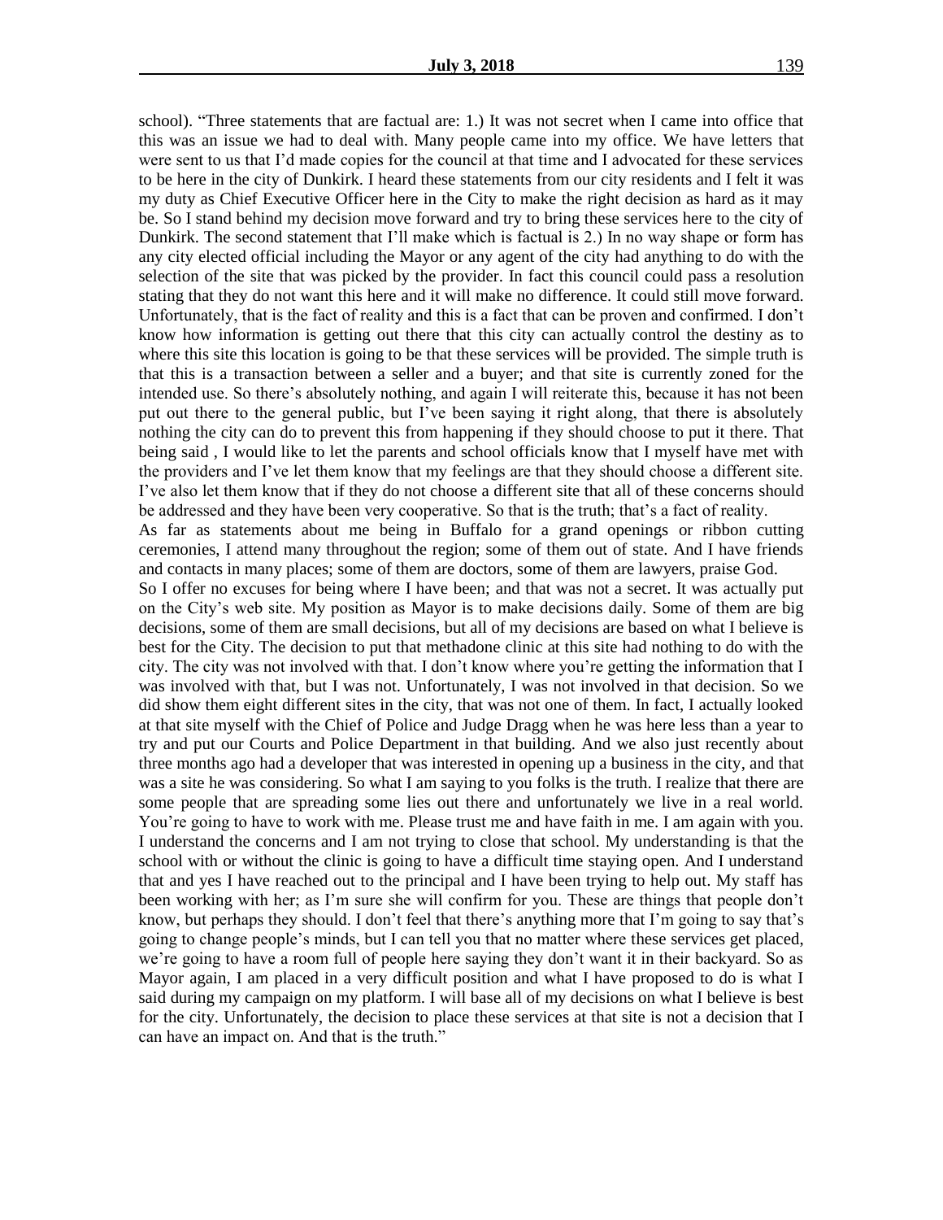school). "Three statements that are factual are: 1.) It was not secret when I came into office that this was an issue we had to deal with. Many people came into my office. We have letters that were sent to us that I'd made copies for the council at that time and I advocated for these services to be here in the city of Dunkirk. I heard these statements from our city residents and I felt it was my duty as Chief Executive Officer here in the City to make the right decision as hard as it may be. So I stand behind my decision move forward and try to bring these services here to the city of Dunkirk. The second statement that I'll make which is factual is 2.) In no way shape or form has any city elected official including the Mayor or any agent of the city had anything to do with the selection of the site that was picked by the provider. In fact this council could pass a resolution stating that they do not want this here and it will make no difference. It could still move forward. Unfortunately, that is the fact of reality and this is a fact that can be proven and confirmed. I don't know how information is getting out there that this city can actually control the destiny as to where this site this location is going to be that these services will be provided. The simple truth is that this is a transaction between a seller and a buyer; and that site is currently zoned for the intended use. So there's absolutely nothing, and again I will reiterate this, because it has not been put out there to the general public, but I've been saying it right along, that there is absolutely nothing the city can do to prevent this from happening if they should choose to put it there. That being said , I would like to let the parents and school officials know that I myself have met with the providers and I've let them know that my feelings are that they should choose a different site. I've also let them know that if they do not choose a different site that all of these concerns should be addressed and they have been very cooperative. So that is the truth; that's a fact of reality.

As far as statements about me being in Buffalo for a grand openings or ribbon cutting ceremonies, I attend many throughout the region; some of them out of state. And I have friends and contacts in many places; some of them are doctors, some of them are lawyers, praise God.

So I offer no excuses for being where I have been; and that was not a secret. It was actually put on the City's web site. My position as Mayor is to make decisions daily. Some of them are big decisions, some of them are small decisions, but all of my decisions are based on what I believe is best for the City. The decision to put that methadone clinic at this site had nothing to do with the city. The city was not involved with that. I don't know where you're getting the information that I was involved with that, but I was not. Unfortunately, I was not involved in that decision. So we did show them eight different sites in the city, that was not one of them. In fact, I actually looked at that site myself with the Chief of Police and Judge Dragg when he was here less than a year to try and put our Courts and Police Department in that building. And we also just recently about three months ago had a developer that was interested in opening up a business in the city, and that was a site he was considering. So what I am saying to you folks is the truth. I realize that there are some people that are spreading some lies out there and unfortunately we live in a real world. You're going to have to work with me. Please trust me and have faith in me. I am again with you. I understand the concerns and I am not trying to close that school. My understanding is that the school with or without the clinic is going to have a difficult time staying open. And I understand that and yes I have reached out to the principal and I have been trying to help out. My staff has been working with her; as I'm sure she will confirm for you. These are things that people don't know, but perhaps they should. I don't feel that there's anything more that I'm going to say that's going to change people's minds, but I can tell you that no matter where these services get placed, we're going to have a room full of people here saying they don't want it in their backyard. So as Mayor again, I am placed in a very difficult position and what I have proposed to do is what I said during my campaign on my platform. I will base all of my decisions on what I believe is best for the city. Unfortunately, the decision to place these services at that site is not a decision that I can have an impact on. And that is the truth."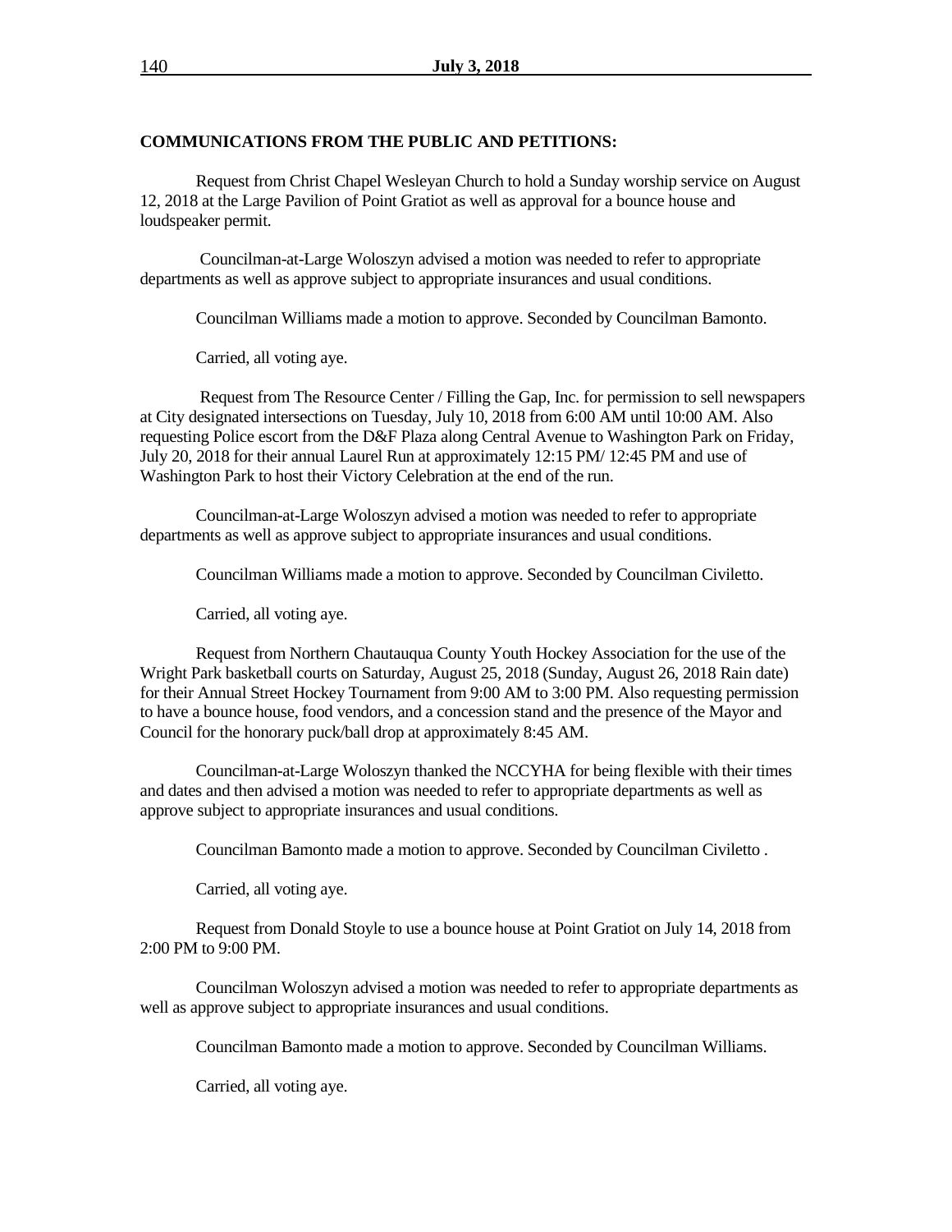**COMMUNICATIONS FROM THE PUBLIC AND PETITIONS:**

Request from Christ Chapel Wesleyan Church to hold a Sunday worship service on August 12, 2018 at the Large Pavilion of Point Gratiot as well as approval for a bounce house and loudspeaker permit.

Councilman-at-Large Woloszyn advised a motion was needed to refer to appropriate departments as well as approve subject to appropriate insurances and usual conditions.

Councilman Williams made a motion to approve. Seconded by Councilman Bamonto.

Carried, all voting aye.

Request from The Resource Center / Filling the Gap, Inc. for permission to sell newspapers at City designated intersections on Tuesday, July 10, 2018 from 6:00 AM until 10:00 AM. Also requesting Police escort from the D&F Plaza along Central Avenue to Washington Park on Friday, July 20, 2018 for their annual Laurel Run at approximately 12:15 PM/ 12:45 PM and use of Washington Park to host their Victory Celebration at the end of the run.

Councilman-at-Large Woloszyn advised a motion was needed to refer to appropriate departments as well as approve subject to appropriate insurances and usual conditions.

Councilman Williams made a motion to approve. Seconded by Councilman Civiletto.

Carried, all voting aye.

Request from Northern Chautauqua County Youth Hockey Association for the use of the Wright Park basketball courts on Saturday, August 25, 2018 (Sunday, August 26, 2018 Rain date) for their Annual Street Hockey Tournament from 9:00 AM to 3:00 PM. Also requesting permission to have a bounce house, food vendors, and a concession stand and the presence of the Mayor and Council for the honorary puck/ball drop at approximately 8:45 AM.

Councilman-at-Large Woloszyn thanked the NCCYHA for being flexible with their times and dates and then advised a motion was needed to refer to appropriate departments as well as approve subject to appropriate insurances and usual conditions.

Councilman Bamonto made a motion to approve. Seconded by Councilman Civiletto .

Carried, all voting aye.

Request from Donald Stoyle to use a bounce house at Point Gratiot on July 14, 2018 from 2:00 PM to 9:00 PM.

Councilman Woloszyn advised a motion was needed to refer to appropriate departments as well as approve subject to appropriate insurances and usual conditions.

Councilman Bamonto made a motion to approve. Seconded by Councilman Williams.

Carried, all voting aye.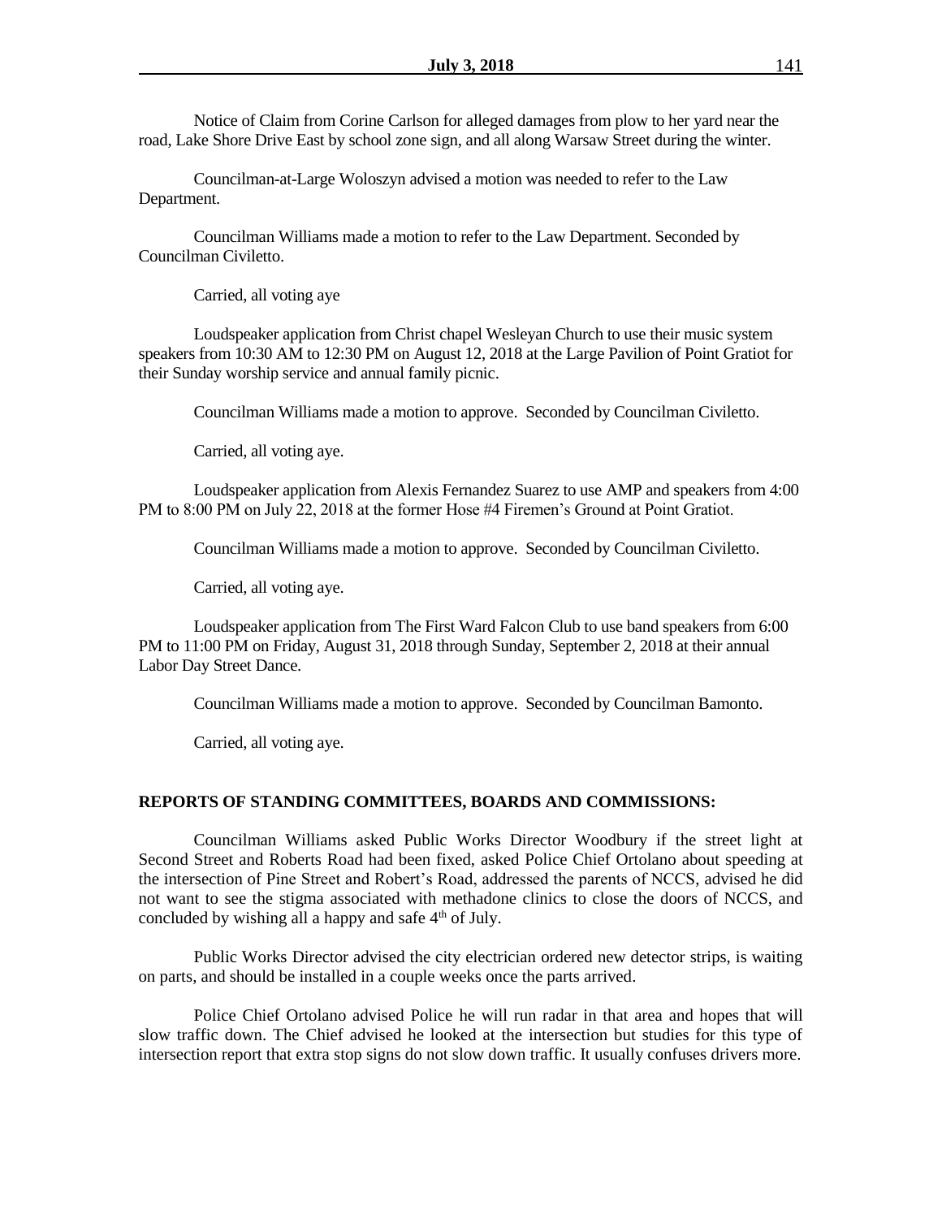Notice of Claim from Corine Carlson for alleged damages from plow to her yard near the road, Lake Shore Drive East by school zone sign, and all along Warsaw Street during the winter.

Councilman-at-Large Woloszyn advised a motion was needed to refer to the Law Department.

Councilman Williams made a motion to refer to the Law Department. Seconded by Councilman Civiletto.

Carried, all voting aye

Loudspeaker application from Christ chapel Wesleyan Church to use their music system speakers from 10:30 AM to 12:30 PM on August 12, 2018 at the Large Pavilion of Point Gratiot for their Sunday worship service and annual family picnic.

Councilman Williams made a motion to approve. Seconded by Councilman Civiletto.

Carried, all voting aye.

Loudspeaker application from Alexis Fernandez Suarez to use AMP and speakers from 4:00 PM to 8:00 PM on July 22, 2018 at the former Hose #4 Firemen's Ground at Point Gratiot.

Councilman Williams made a motion to approve. Seconded by Councilman Civiletto.

Carried, all voting aye.

Loudspeaker application from The First Ward Falcon Club to use band speakers from 6:00 PM to 11:00 PM on Friday, August 31, 2018 through Sunday, September 2, 2018 at their annual Labor Day Street Dance.

Councilman Williams made a motion to approve. Seconded by Councilman Bamonto.

Carried, all voting aye.

**REPORTS OF STANDING COMMITTEES, BOARDS AND COMMISSIONS:**

Councilman Williams asked Public Works Director Woodbury if the street light at Second Street and Roberts Road had been fixed, asked Police Chief Ortolano about speeding at the intersection of Pine Street and Robert's Road, addressed the parents of NCCS, advised he did not want to see the stigma associated with methadone clinics to close the doors of NCCS, and concluded by wishing all a happy and safe 4th of July.

Public Works Director advised the city electrician ordered new detector strips, is waiting on parts, and should be installed in a couple weeks once the parts arrived.

Police Chief Ortolano advised Police he will run radar in that area and hopes that will slow traffic down. The Chief advised he looked at the intersection but studies for this type of intersection report that extra stop signs do not slow down traffic. It usually confuses drivers more.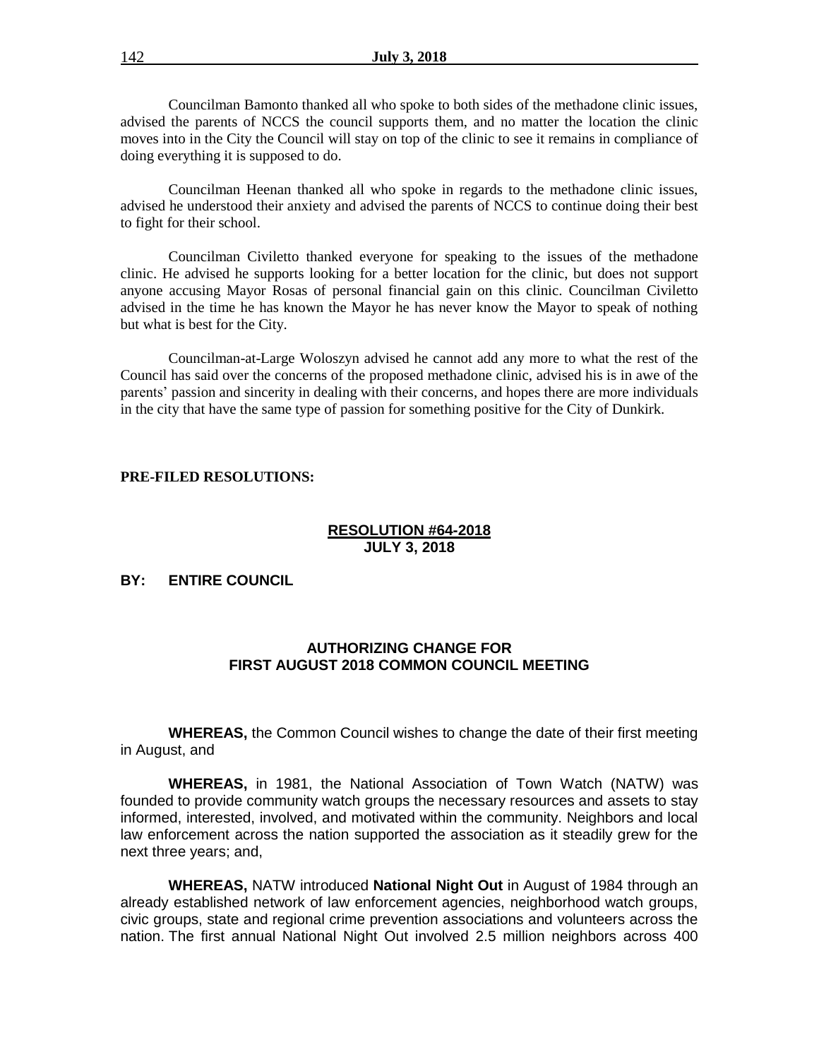Councilman Bamonto thanked all who spoke to both sides of the methadone clinic issues, advised the parents of NCCS the council supports them, and no matter the location the clinic moves into in the City the Council will stay on top of the clinic to see it remains in compliance of doing everything it is supposed to do.

Councilman Heenan thanked all who spoke in regards to the methadone clinic issues, advised he understood their anxiety and advised the parents of NCCS to continue doing their best to fight for their school.

Councilman Civiletto thanked everyone for speaking to the issues of the methadone clinic. He advised he supports looking for a better location for the clinic, but does not support anyone accusing Mayor Rosas of personal financial gain on this clinic. Councilman Civiletto advised in the time he has known the Mayor he has never know the Mayor to speak of nothing but what is best for the City.

Councilman-at-Large Woloszyn advised he cannot add any more to what the rest of the Council has said over the concerns of the proposed methadone clinic, advised his is in awe of the parents' passion and sincerity in dealing with their concerns, and hopes there are more individuals in the city that have the same type of passion for something positive for the City of Dunkirk.

**PRE-FILED RESOLUTIONS:**

**RESOLUTION #64-2018**
**JULY 3, 2018**

**BY: ENTIRE COUNCIL**

**AUTHORIZING CHANGE FOR FIRST AUGUST 2018 COMMON COUNCIL MEETING**

**WHEREAS,** the Common Council wishes to change the date of their first meeting in August, and

**WHEREAS,** in 1981, the National Association of Town Watch (NATW) was founded to provide community watch groups the necessary resources and assets to stay informed, interested, involved, and motivated within the community. Neighbors and local law enforcement across the nation supported the association as it steadily grew for the next three years; and,

**WHEREAS,** NATW introduced **National Night Out** in August of 1984 through an already established network of law enforcement agencies, neighborhood watch groups, civic groups, state and regional crime prevention associations and volunteers across the nation. The first annual National Night Out involved 2.5 million neighbors across 400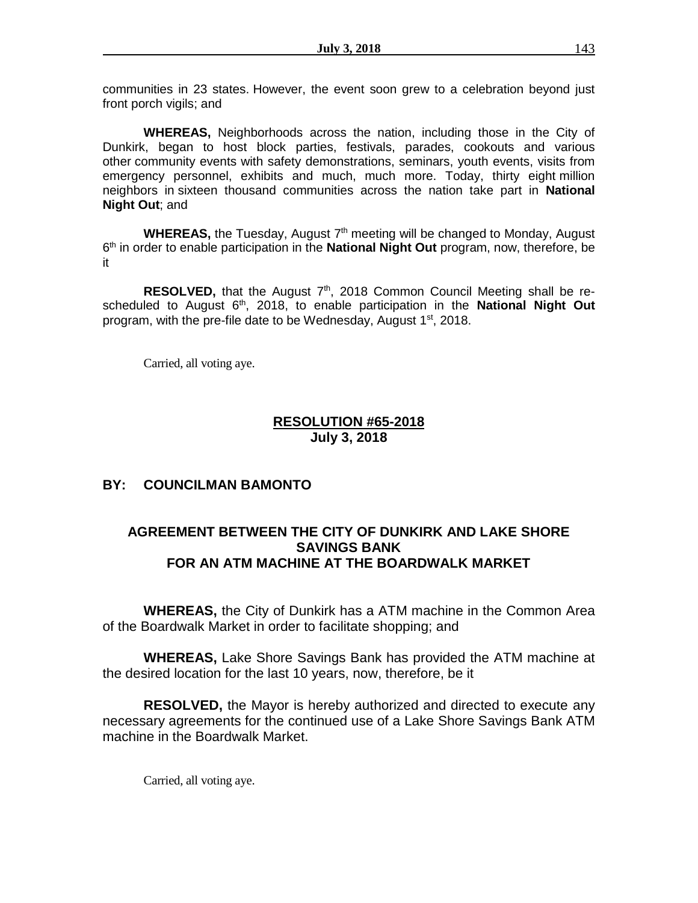communities in 23 states. However, the event soon grew to a celebration beyond just front porch vigils; and

**WHEREAS,** Neighborhoods across the nation, including those in the City of Dunkirk, began to host block parties, festivals, parades, cookouts and various other community events with safety demonstrations, seminars, youth events, visits from emergency personnel, exhibits and much, much more. Today, thirty eight million neighbors in sixteen thousand communities across the nation take part in **National Night Out**; and

**WHEREAS,** the Tuesday, August 7th meeting will be changed to Monday, August 6th in order to enable participation in the **National Night Out** program, now, therefore, be it

**RESOLVED,** that the August 7th, 2018 Common Council Meeting shall be re-scheduled to August 6th, 2018, to enable participation in the **National Night Out** program, with the pre-file date to be Wednesday, August 1st, 2018.

Carried, all voting aye.

## RESOLUTION #65-2018
**July 3, 2018**

**BY: COUNCILMAN BAMONTO**

### AGREEMENT BETWEEN THE CITY OF DUNKIRK AND LAKE SHORE SAVINGS BANK FOR AN ATM MACHINE AT THE BOARDWALK MARKET

**WHEREAS,** the City of Dunkirk has a ATM machine in the Common Area of the Boardwalk Market in order to facilitate shopping; and

**WHEREAS,** Lake Shore Savings Bank has provided the ATM machine at the desired location for the last 10 years, now, therefore, be it

**RESOLVED,** the Mayor is hereby authorized and directed to execute any necessary agreements for the continued use of a Lake Shore Savings Bank ATM machine in the Boardwalk Market.

Carried, all voting aye.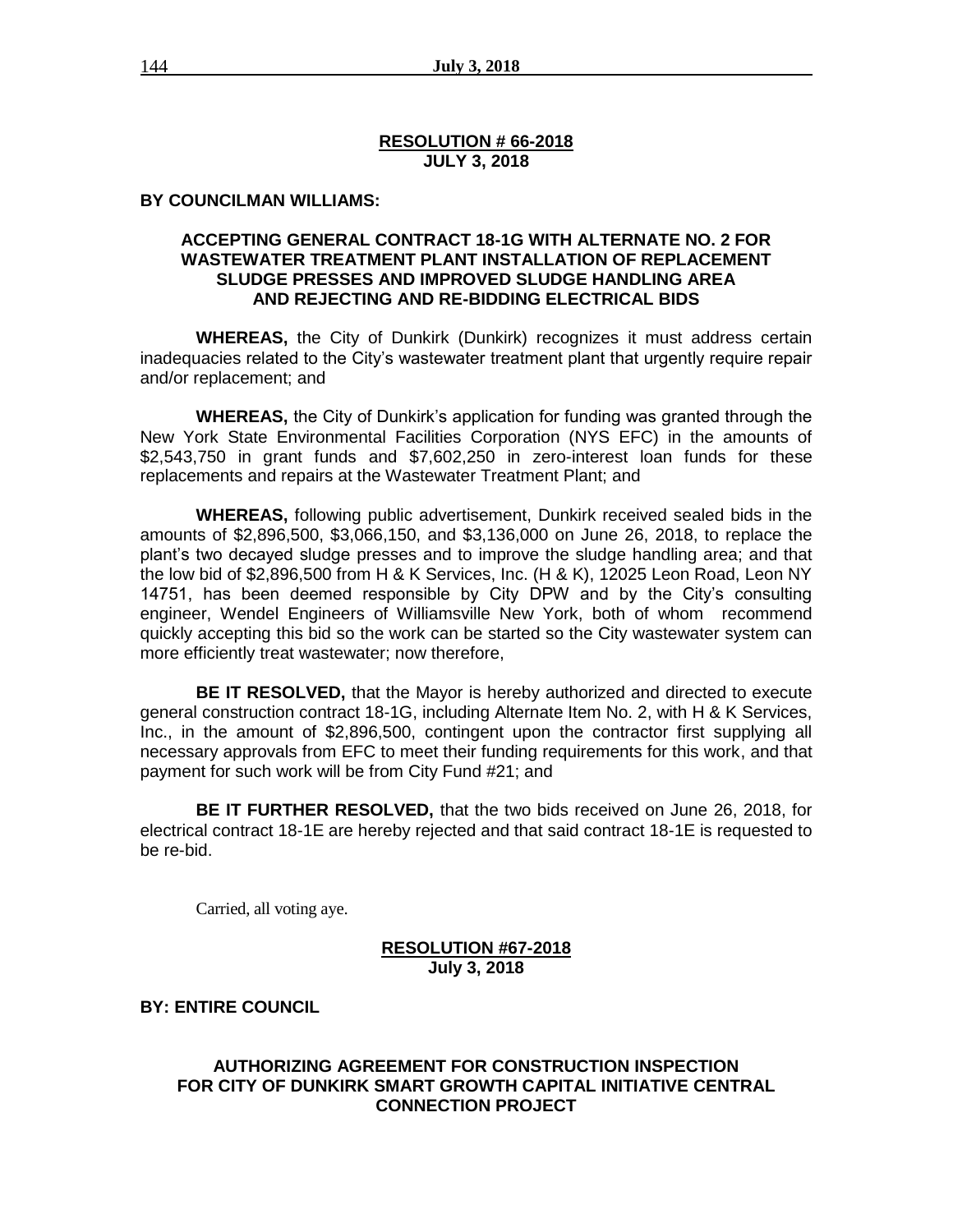**RESOLUTION # 66-2018**
**JULY 3, 2018**

**BY COUNCILMAN WILLIAMS:**

**ACCEPTING GENERAL CONTRACT 18-1G WITH ALTERNATE NO. 2 FOR WASTEWATER TREATMENT PLANT INSTALLATION OF REPLACEMENT SLUDGE PRESSES AND IMPROVED SLUDGE HANDLING AREA AND REJECTING AND RE-BIDDING ELECTRICAL BIDS**

**WHEREAS,** the City of Dunkirk (Dunkirk) recognizes it must address certain inadequacies related to the City's wastewater treatment plant that urgently require repair and/or replacement; and

**WHEREAS,** the City of Dunkirk's application for funding was granted through the New York State Environmental Facilities Corporation (NYS EFC) in the amounts of $2,543,750 in grant funds and $7,602,250 in zero-interest loan funds for these replacements and repairs at the Wastewater Treatment Plant; and

**WHEREAS,** following public advertisement, Dunkirk received sealed bids in the amounts of $2,896,500, $3,066,150, and $3,136,000 on June 26, 2018, to replace the plant's two decayed sludge presses and to improve the sludge handling area; and that the low bid of $2,896,500 from H & K Services, Inc. (H & K), 12025 Leon Road, Leon NY 14751, has been deemed responsible by City DPW and by the City's consulting engineer, Wendel Engineers of Williamsville New York, both of whom recommend quickly accepting this bid so the work can be started so the City wastewater system can more efficiently treat wastewater; now therefore,

**BE IT RESOLVED,** that the Mayor is hereby authorized and directed to execute general construction contract 18-1G, including Alternate Item No. 2, with H & K Services, Inc., in the amount of $2,896,500, contingent upon the contractor first supplying all necessary approvals from EFC to meet their funding requirements for this work, and that payment for such work will be from City Fund #21; and

**BE IT FURTHER RESOLVED,** that the two bids received on June 26, 2018, for electrical contract 18-1E are hereby rejected and that said contract 18-1E is requested to be re-bid.

Carried, all voting aye.

**RESOLUTION #67-2018**
**July 3, 2018**

**BY: ENTIRE COUNCIL**

**AUTHORIZING AGREEMENT FOR CONSTRUCTION INSPECTION FOR CITY OF DUNKIRK SMART GROWTH CAPITAL INITIATIVE CENTRAL CONNECTION PROJECT**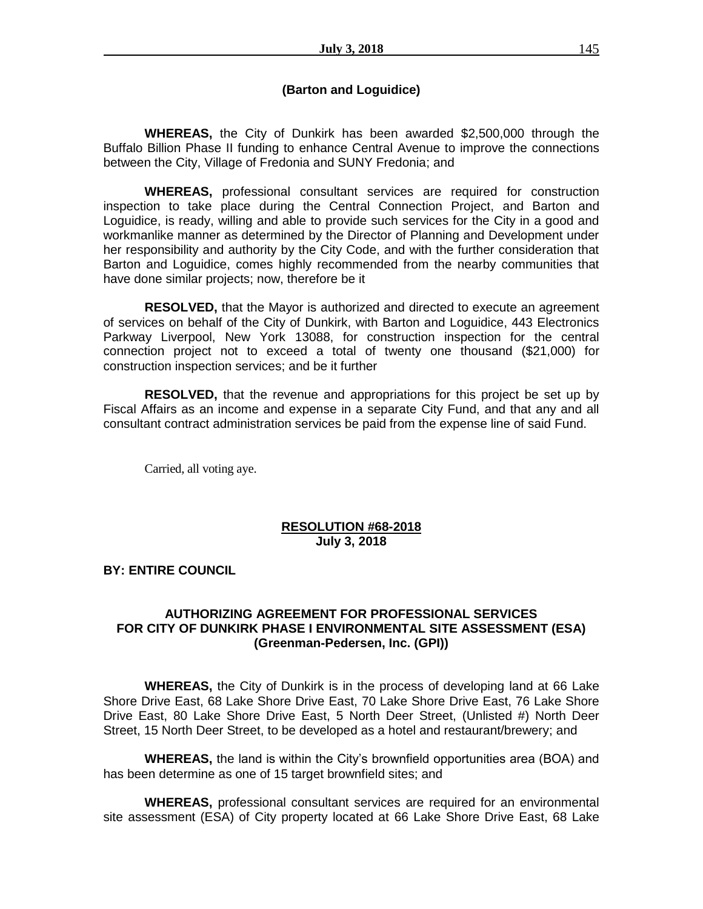**(Barton and Loguidice)**

**WHEREAS,** the City of Dunkirk has been awarded $2,500,000 through the Buffalo Billion Phase II funding to enhance Central Avenue to improve the connections between the City, Village of Fredonia and SUNY Fredonia; and

**WHEREAS,** professional consultant services are required for construction inspection to take place during the Central Connection Project, and Barton and Loguidice, is ready, willing and able to provide such services for the City in a good and workmanlike manner as determined by the Director of Planning and Development under her responsibility and authority by the City Code, and with the further consideration that Barton and Loguidice, comes highly recommended from the nearby communities that have done similar projects; now, therefore be it

**RESOLVED,** that the Mayor is authorized and directed to execute an agreement of services on behalf of the City of Dunkirk, with Barton and Loguidice, 443 Electronics Parkway Liverpool, New York 13088, for construction inspection for the central connection project not to exceed a total of twenty one thousand ($21,000) for construction inspection services; and be it further

**RESOLVED,** that the revenue and appropriations for this project be set up by Fiscal Affairs as an income and expense in a separate City Fund, and that any and all consultant contract administration services be paid from the expense line of said Fund.

Carried, all voting aye.

**RESOLUTION #68-2018**
**July 3, 2018**

**BY: ENTIRE COUNCIL**

**AUTHORIZING AGREEMENT FOR PROFESSIONAL SERVICES FOR CITY OF DUNKIRK PHASE I ENVIRONMENTAL SITE ASSESSMENT (ESA) (Greenman-Pedersen, Inc. (GPI))**

**WHEREAS,** the City of Dunkirk is in the process of developing land at 66 Lake Shore Drive East, 68 Lake Shore Drive East, 70 Lake Shore Drive East, 76 Lake Shore Drive East, 80 Lake Shore Drive East, 5 North Deer Street, (Unlisted #) North Deer Street, 15 North Deer Street, to be developed as a hotel and restaurant/brewery; and

**WHEREAS,** the land is within the City's brownfield opportunities area (BOA) and has been determine as one of 15 target brownfield sites; and

**WHEREAS,** professional consultant services are required for an environmental site assessment (ESA) of City property located at 66 Lake Shore Drive East, 68 Lake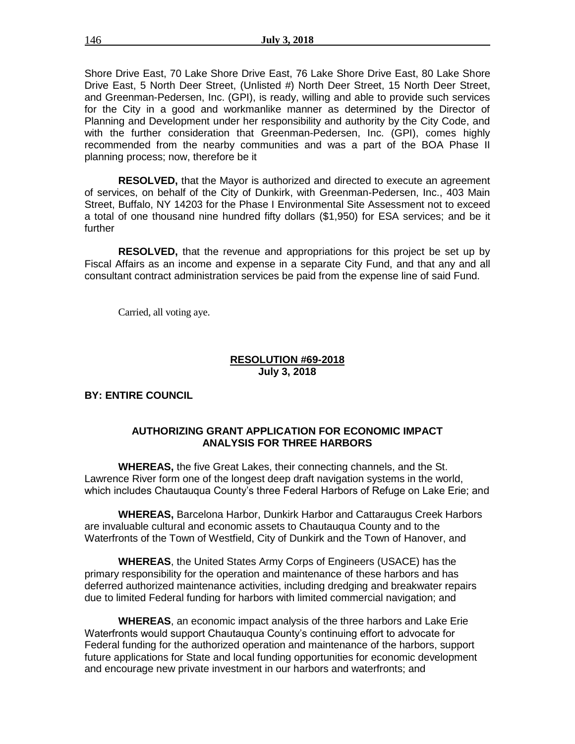Shore Drive East, 70 Lake Shore Drive East, 76 Lake Shore Drive East, 80 Lake Shore Drive East, 5 North Deer Street, (Unlisted #) North Deer Street, 15 North Deer Street, and Greenman-Pedersen, Inc. (GPI), is ready, willing and able to provide such services for the City in a good and workmanlike manner as determined by the Director of Planning and Development under her responsibility and authority by the City Code, and with the further consideration that Greenman-Pedersen, Inc. (GPI), comes highly recommended from the nearby communities and was a part of the BOA Phase II planning process; now, therefore be it

**RESOLVED,** that the Mayor is authorized and directed to execute an agreement of services, on behalf of the City of Dunkirk, with Greenman-Pedersen, Inc., 403 Main Street, Buffalo, NY 14203 for the Phase I Environmental Site Assessment not to exceed a total of one thousand nine hundred fifty dollars ($1,950) for ESA services; and be it further

**RESOLVED,** that the revenue and appropriations for this project be set up by Fiscal Affairs as an income and expense in a separate City Fund, and that any and all consultant contract administration services be paid from the expense line of said Fund.

Carried, all voting aye.

**RESOLUTION #69-2018**
**July 3, 2018**

**BY: ENTIRE COUNCIL**

**AUTHORIZING GRANT APPLICATION FOR ECONOMIC IMPACT ANALYSIS FOR THREE HARBORS**

**WHEREAS,** the five Great Lakes, their connecting channels, and the St. Lawrence River form one of the longest deep draft navigation systems in the world, which includes Chautauqua County's three Federal Harbors of Refuge on Lake Erie; and

**WHEREAS,** Barcelona Harbor, Dunkirk Harbor and Cattaraugus Creek Harbors are invaluable cultural and economic assets to Chautauqua County and to the Waterfronts of the Town of Westfield, City of Dunkirk and the Town of Hanover, and

**WHEREAS**, the United States Army Corps of Engineers (USACE) has the primary responsibility for the operation and maintenance of these harbors and has deferred authorized maintenance activities, including dredging and breakwater repairs due to limited Federal funding for harbors with limited commercial navigation; and

**WHEREAS**, an economic impact analysis of the three harbors and Lake Erie Waterfronts would support Chautauqua County's continuing effort to advocate for Federal funding for the authorized operation and maintenance of the harbors, support future applications for State and local funding opportunities for economic development and encourage new private investment in our harbors and waterfronts; and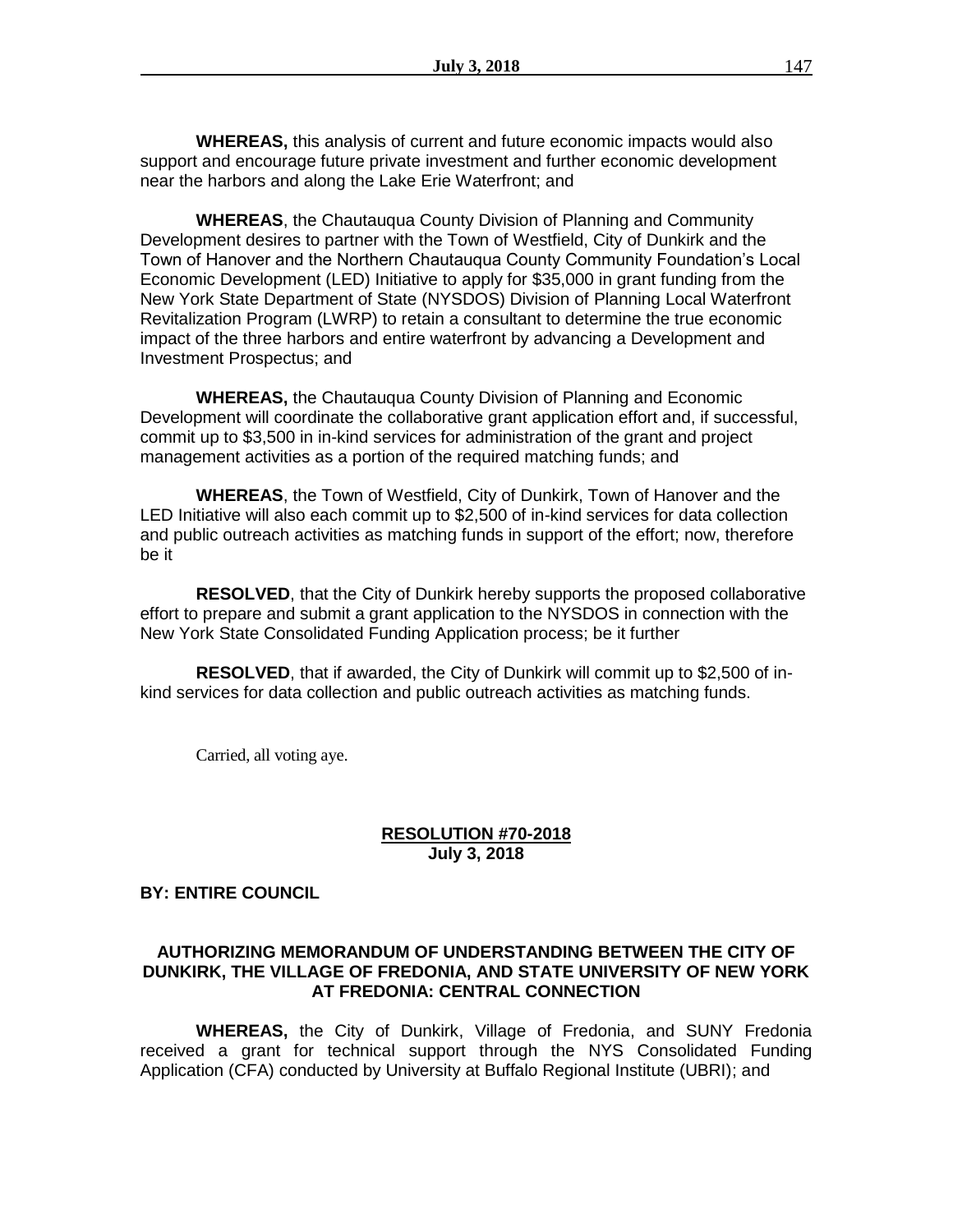**WHEREAS,** this analysis of current and future economic impacts would also support and encourage future private investment and further economic development near the harbors and along the Lake Erie Waterfront; and

**WHEREAS**, the Chautauqua County Division of Planning and Community Development desires to partner with the Town of Westfield, City of Dunkirk and the Town of Hanover and the Northern Chautauqua County Community Foundation's Local Economic Development (LED) Initiative to apply for $35,000 in grant funding from the New York State Department of State (NYSDOS) Division of Planning Local Waterfront Revitalization Program (LWRP) to retain a consultant to determine the true economic impact of the three harbors and entire waterfront by advancing a Development and Investment Prospectus; and

**WHEREAS,** the Chautauqua County Division of Planning and Economic Development will coordinate the collaborative grant application effort and, if successful, commit up to $3,500 in in-kind services for administration of the grant and project management activities as a portion of the required matching funds; and

**WHEREAS**, the Town of Westfield, City of Dunkirk, Town of Hanover and the LED Initiative will also each commit up to $2,500 of in-kind services for data collection and public outreach activities as matching funds in support of the effort; now, therefore be it

**RESOLVED**, that the City of Dunkirk hereby supports the proposed collaborative effort to prepare and submit a grant application to the NYSDOS in connection with the New York State Consolidated Funding Application process; be it further

**RESOLVED**, that if awarded, the City of Dunkirk will commit up to $2,500 of in-kind services for data collection and public outreach activities as matching funds.

Carried, all voting aye.

**RESOLUTION #70-2018**
**July 3, 2018**

**BY: ENTIRE COUNCIL**

**AUTHORIZING MEMORANDUM OF UNDERSTANDING BETWEEN THE CITY OF DUNKIRK, THE VILLAGE OF FREDONIA, AND STATE UNIVERSITY OF NEW YORK AT FREDONIA: CENTRAL CONNECTION**

**WHEREAS,** the City of Dunkirk, Village of Fredonia, and SUNY Fredonia received a grant for technical support through the NYS Consolidated Funding Application (CFA) conducted by University at Buffalo Regional Institute (UBRI); and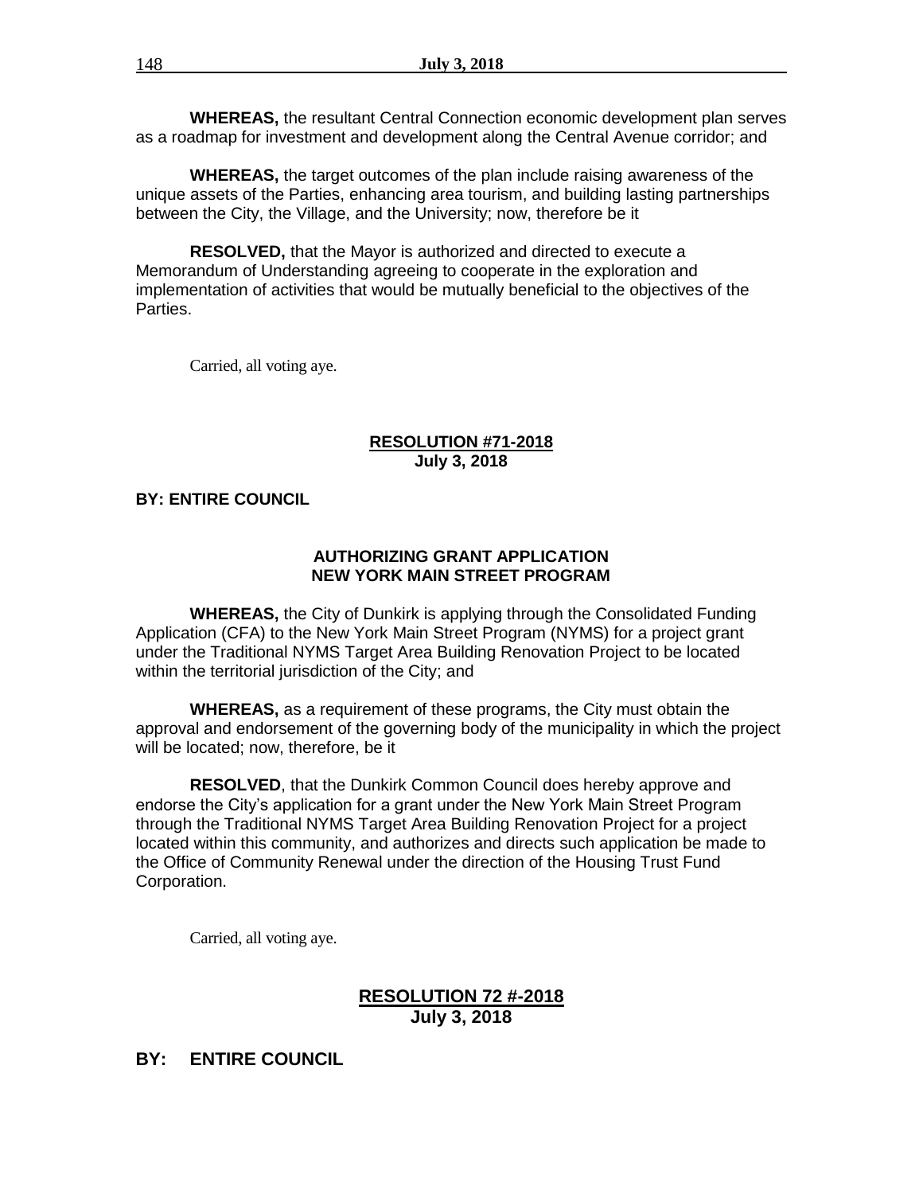**WHEREAS,** the resultant Central Connection economic development plan serves as a roadmap for investment and development along the Central Avenue corridor; and

**WHEREAS,** the target outcomes of the plan include raising awareness of the unique assets of the Parties, enhancing area tourism, and building lasting partnerships between the City, the Village, and the University; now, therefore be it

**RESOLVED,** that the Mayor is authorized and directed to execute a Memorandum of Understanding agreeing to cooperate in the exploration and implementation of activities that would be mutually beneficial to the objectives of the Parties.

Carried, all voting aye.

**RESOLUTION #71-2018**
**July 3, 2018**

**BY: ENTIRE COUNCIL**

**AUTHORIZING GRANT APPLICATION**
**NEW YORK MAIN STREET PROGRAM**

**WHEREAS,** the City of Dunkirk is applying through the Consolidated Funding Application (CFA) to the New York Main Street Program (NYMS) for a project grant under the Traditional NYMS Target Area Building Renovation Project to be located within the territorial jurisdiction of the City; and

**WHEREAS,** as a requirement of these programs, the City must obtain the approval and endorsement of the governing body of the municipality in which the project will be located; now, therefore, be it

**RESOLVED**, that the Dunkirk Common Council does hereby approve and endorse the City's application for a grant under the New York Main Street Program through the Traditional NYMS Target Area Building Renovation Project for a project located within this community, and authorizes and directs such application be made to the Office of Community Renewal under the direction of the Housing Trust Fund Corporation.

Carried, all voting aye.

**RESOLUTION 72 #-2018**
**July 3, 2018**

**BY: ENTIRE COUNCIL**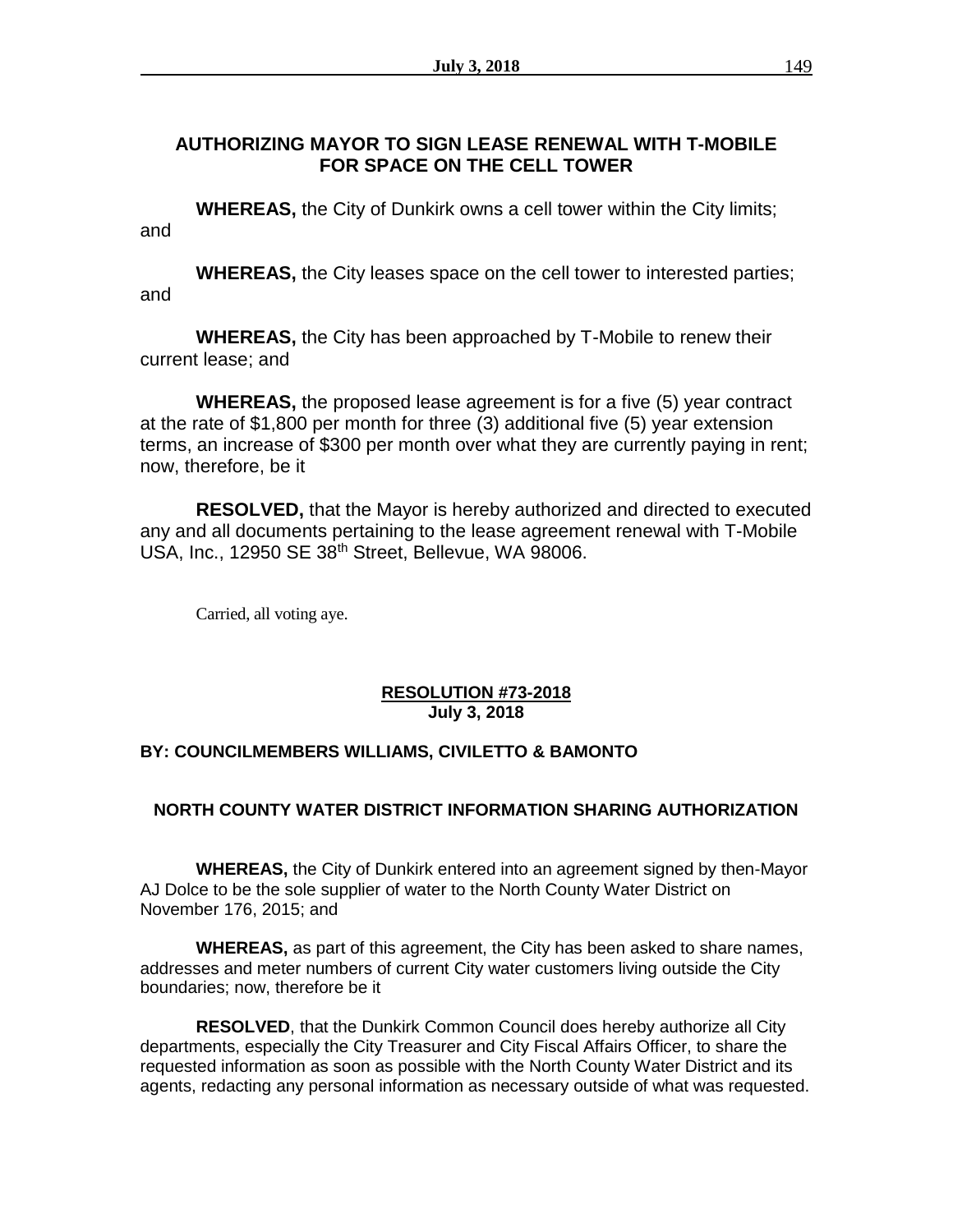## AUTHORIZING MAYOR TO SIGN LEASE RENEWAL WITH T-MOBILE FOR SPACE ON THE CELL TOWER

**WHEREAS,** the City of Dunkirk owns a cell tower within the City limits; and

**WHEREAS,** the City leases space on the cell tower to interested parties; and

**WHEREAS,** the City has been approached by T-Mobile to renew their current lease; and

**WHEREAS,** the proposed lease agreement is for a five (5) year contract at the rate of $1,800 per month for three (3) additional five (5) year extension terms, an increase of $300 per month over what they are currently paying in rent; now, therefore, be it

**RESOLVED,** that the Mayor is hereby authorized and directed to executed any and all documents pertaining to the lease agreement renewal with T-Mobile USA, Inc., 12950 SE 38th Street, Bellevue, WA 98006.

Carried, all voting aye.

**RESOLUTION #73-2018**
**July 3, 2018**

**BY: COUNCILMEMBERS WILLIAMS, CIVILETTO & BAMONTO**

## NORTH COUNTY WATER DISTRICT INFORMATION SHARING AUTHORIZATION

**WHEREAS,** the City of Dunkirk entered into an agreement signed by then-Mayor AJ Dolce to be the sole supplier of water to the North County Water District on November 176, 2015; and

**WHEREAS,** as part of this agreement, the City has been asked to share names, addresses and meter numbers of current City water customers living outside the City boundaries; now, therefore be it

**RESOLVED**, that the Dunkirk Common Council does hereby authorize all City departments, especially the City Treasurer and City Fiscal Affairs Officer, to share the requested information as soon as possible with the North County Water District and its agents, redacting any personal information as necessary outside of what was requested.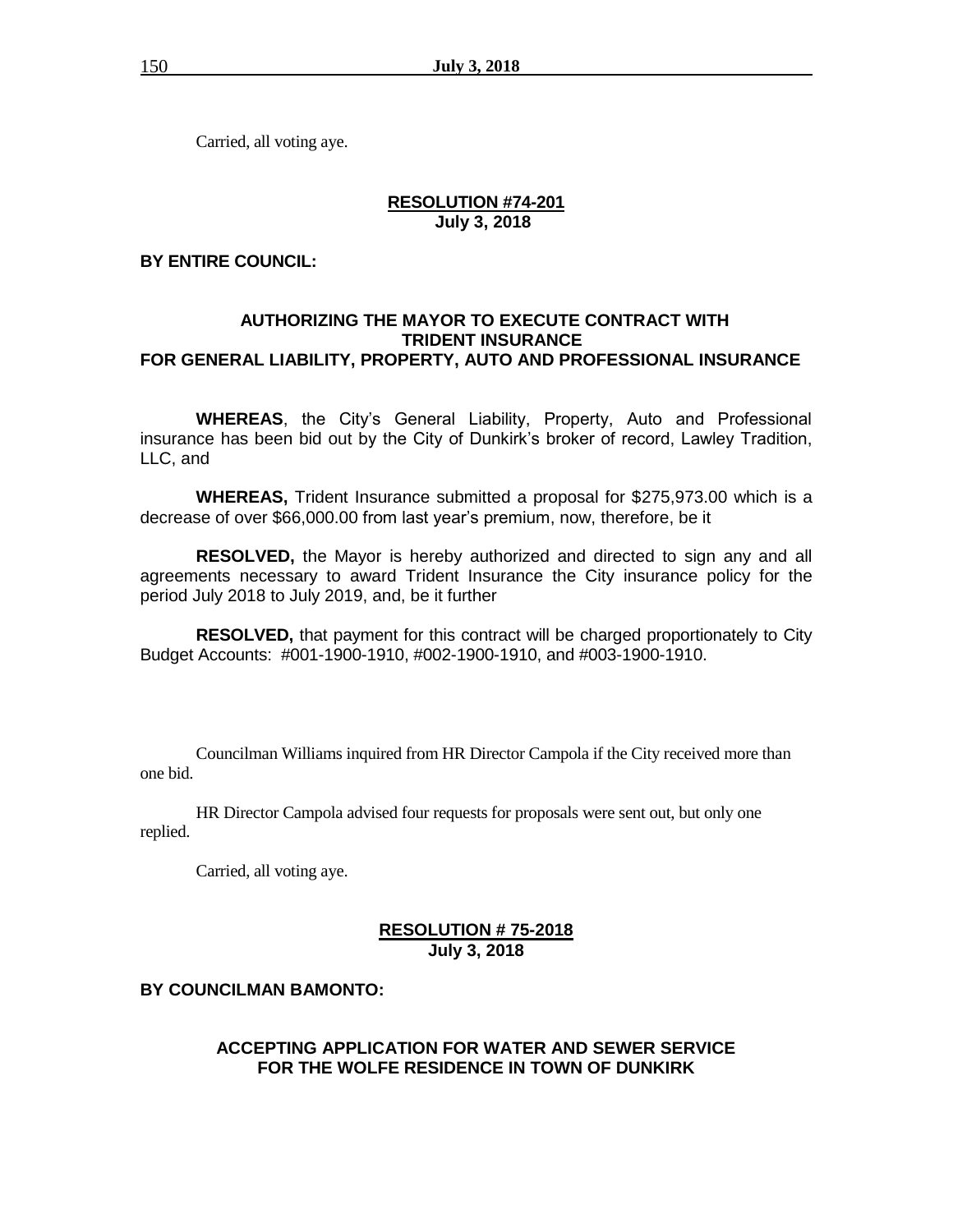Carried, all voting aye.

**RESOLUTION #74-201**
**July 3, 2018**

**BY ENTIRE COUNCIL:**

**AUTHORIZING THE MAYOR TO EXECUTE CONTRACT WITH TRIDENT INSURANCE FOR GENERAL LIABILITY, PROPERTY, AUTO AND PROFESSIONAL INSURANCE**

**WHEREAS**, the City's General Liability, Property, Auto and Professional insurance has been bid out by the City of Dunkirk's broker of record, Lawley Tradition, LLC, and

**WHEREAS,** Trident Insurance submitted a proposal for $275,973.00 which is a decrease of over $66,000.00 from last year's premium, now, therefore, be it

**RESOLVED,** the Mayor is hereby authorized and directed to sign any and all agreements necessary to award Trident Insurance the City insurance policy for the period July 2018 to July 2019, and, be it further

**RESOLVED,** that payment for this contract will be charged proportionately to City Budget Accounts: #001-1900-1910, #002-1900-1910, and #003-1900-1910.

Councilman Williams inquired from HR Director Campola if the City received more than one bid.

HR Director Campola advised four requests for proposals were sent out, but only one replied.

Carried, all voting aye.

**RESOLUTION # 75-2018**
**July 3, 2018**

**BY COUNCILMAN BAMONTO:**

**ACCEPTING APPLICATION FOR WATER AND SEWER SERVICE FOR THE WOLFE RESIDENCE IN TOWN OF DUNKIRK**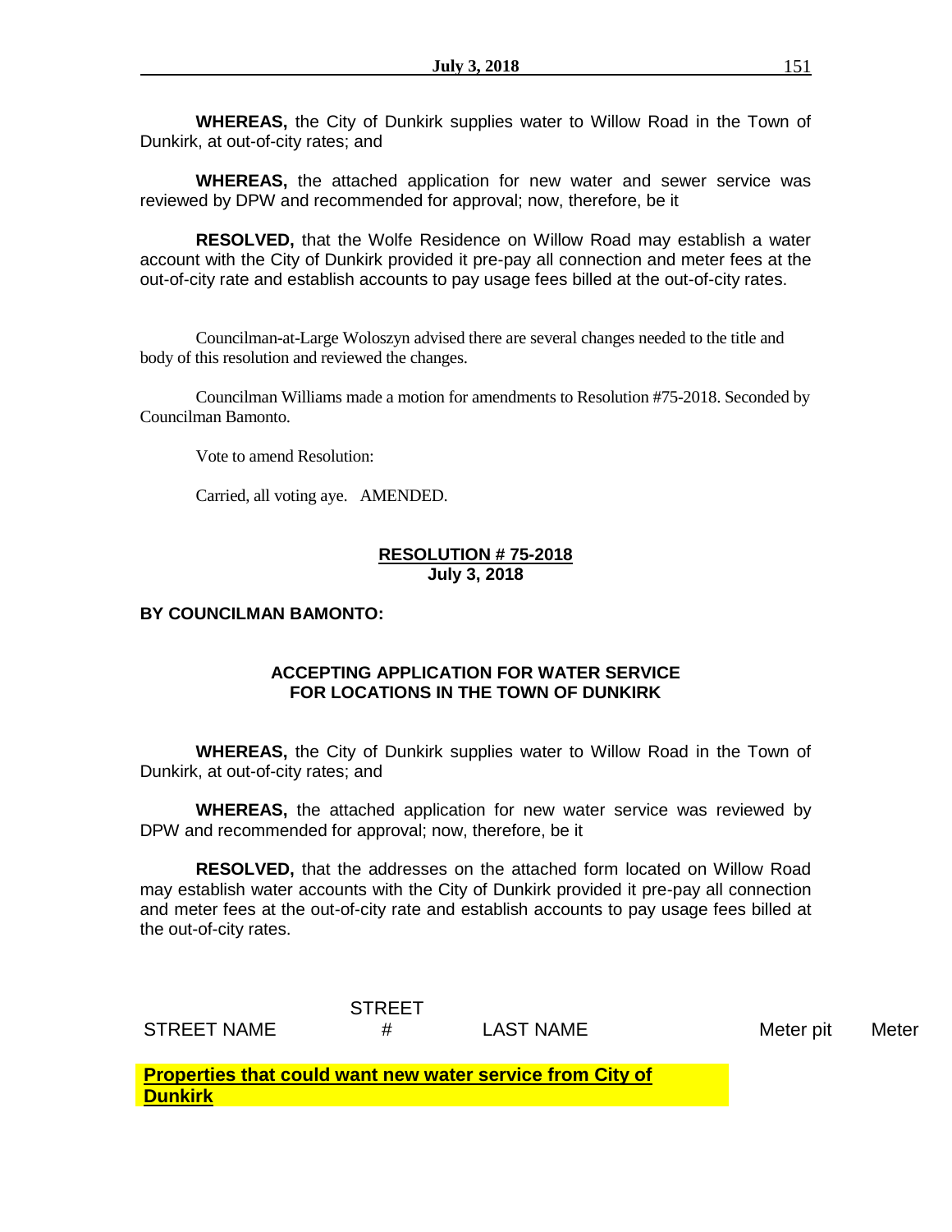**WHEREAS,** the City of Dunkirk supplies water to Willow Road in the Town of Dunkirk, at out-of-city rates; and

**WHEREAS,** the attached application for new water and sewer service was reviewed by DPW and recommended for approval; now, therefore, be it

**RESOLVED,** that the Wolfe Residence on Willow Road may establish a water account with the City of Dunkirk provided it pre-pay all connection and meter fees at the out-of-city rate and establish accounts to pay usage fees billed at the out-of-city rates.

Councilman-at-Large Woloszyn advised there are several changes needed to the title and body of this resolution and reviewed the changes.

Councilman Williams made a motion for amendments to Resolution #75-2018. Seconded by Councilman Bamonto.

Vote to amend Resolution:

Carried, all voting aye. AMENDED.

**RESOLUTION # 75-2018**
**July 3, 2018**

**BY COUNCILMAN BAMONTO:**

**ACCEPTING APPLICATION FOR WATER SERVICE FOR LOCATIONS IN THE TOWN OF DUNKIRK**

**WHEREAS,** the City of Dunkirk supplies water to Willow Road in the Town of Dunkirk, at out-of-city rates; and

**WHEREAS,** the attached application for new water service was reviewed by DPW and recommended for approval; now, therefore, be it

**RESOLVED,** that the addresses on the attached form located on Willow Road may establish water accounts with the City of Dunkirk provided it pre-pay all connection and meter fees at the out-of-city rate and establish accounts to pay usage fees billed at the out-of-city rates.

| STREET NAME | STREET # | LAST NAME | Meter pit | Meter |
|---|---|---|---|---|
| **Properties that could want new water service from City of Dunkirk** | | | | |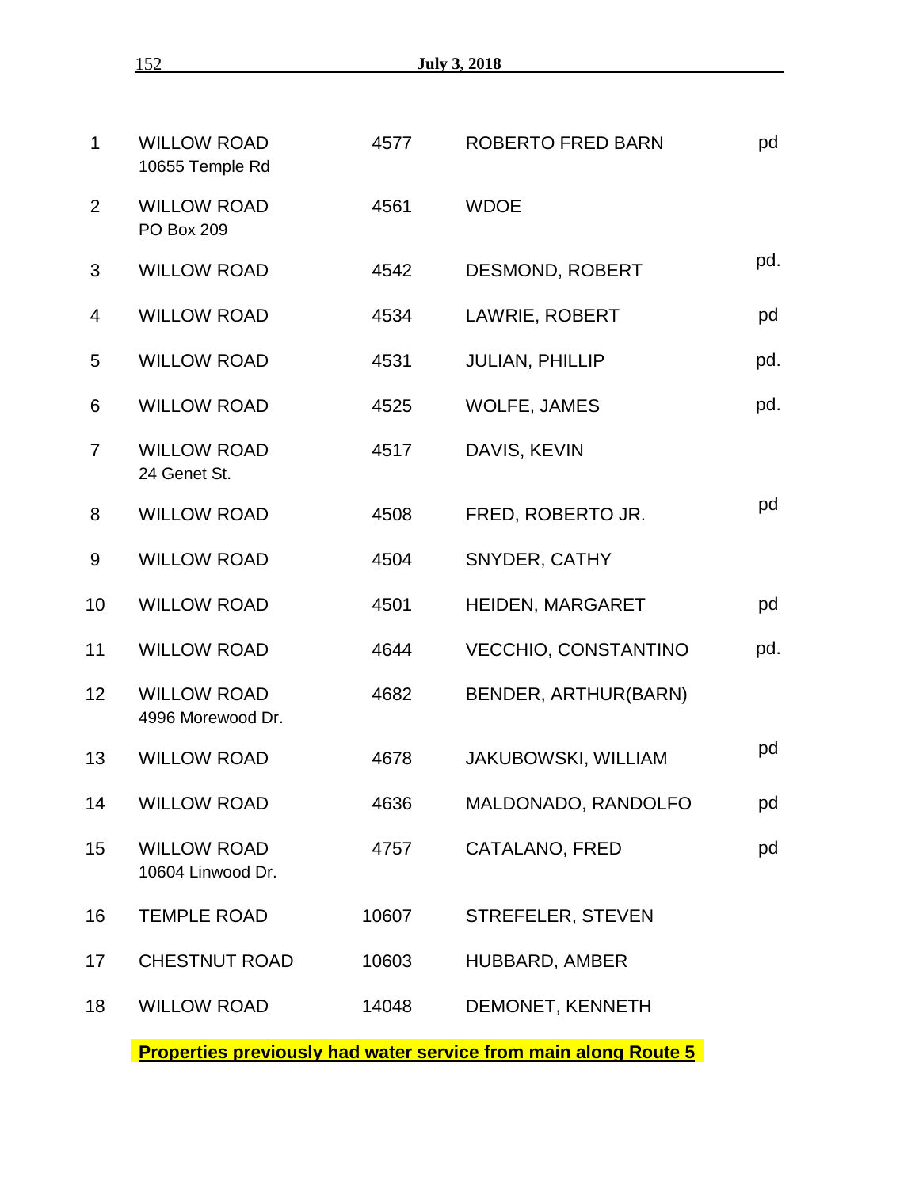| | | | | |
|---|---|---|---|---|
| 1 | WILLOW ROAD<br>10655 Temple Rd | 4577 | ROBERTO FRED BARN | pd |
| 2 | WILLOW ROAD<br>PO Box 209 | 4561 | WDOE | |
| 3 | WILLOW ROAD | 4542 | DESMOND, ROBERT | pd. |
| 4 | WILLOW ROAD | 4534 | LAWRIE, ROBERT | pd |
| 5 | WILLOW ROAD | 4531 | JULIAN, PHILLIP | pd. |
| 6 | WILLOW ROAD | 4525 | WOLFE, JAMES | pd. |
| 7 | WILLOW ROAD<br>24 Genet St. | 4517 | DAVIS, KEVIN | |
| 8 | WILLOW ROAD | 4508 | FRED, ROBERTO JR. | pd |
| 9 | WILLOW ROAD | 4504 | SNYDER, CATHY | |
| 10 | WILLOW ROAD | 4501 | HEIDEN, MARGARET | pd |
| 11 | WILLOW ROAD | 4644 | VECCHIO, CONSTANTINO | pd. |
| 12 | WILLOW ROAD<br>4996 Morewood Dr. | 4682 | BENDER, ARTHUR(BARN) | |
| 13 | WILLOW ROAD | 4678 | JAKUBOWSKI, WILLIAM | pd |
| 14 | WILLOW ROAD | 4636 | MALDONADO, RANDOLFO | pd |
| 15 | WILLOW ROAD<br>10604 Linwood Dr. | 4757 | CATALANO, FRED | pd |
| 16 | TEMPLE ROAD | 10607 | STREFELER, STEVEN | |
| 17 | CHESTNUT ROAD | 10603 | HUBBARD, AMBER | |
| 18 | WILLOW ROAD | 14048 | DEMONET, KENNETH | |

**Properties previously had water service from main along Route 5**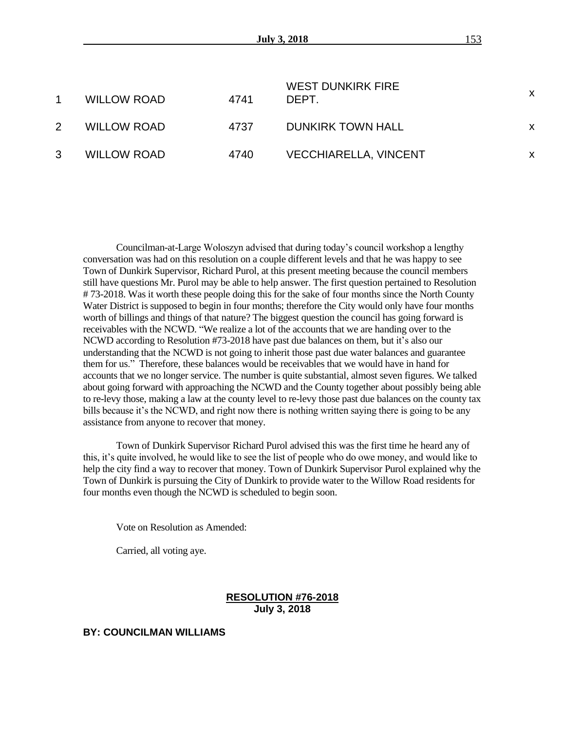| | | | | |
|---|---|---|---|---|
| 1 | WILLOW ROAD | 4741 | WEST DUNKIRK FIRE DEPT. | x |
| 2 | WILLOW ROAD | 4737 | DUNKIRK TOWN HALL | x |
| 3 | WILLOW ROAD | 4740 | VECCHIARELLA, VINCENT | x |

Councilman-at-Large Woloszyn advised that during today's council workshop a lengthy conversation was had on this resolution on a couple different levels and that he was happy to see Town of Dunkirk Supervisor, Richard Purol, at this present meeting because the council members still have questions Mr. Purol may be able to help answer. The first question pertained to Resolution # 73-2018. Was it worth these people doing this for the sake of four months since the North County Water District is supposed to begin in four months; therefore the City would only have four months worth of billings and things of that nature? The biggest question the council has going forward is receivables with the NCWD. "We realize a lot of the accounts that we are handing over to the NCWD according to Resolution #73-2018 have past due balances on them, but it's also our understanding that the NCWD is not going to inherit those past due water balances and guarantee them for us." Therefore, these balances would be receivables that we would have in hand for accounts that we no longer service. The number is quite substantial, almost seven figures. We talked about going forward with approaching the NCWD and the County together about possibly being able to re-levy those, making a law at the county level to re-levy those past due balances on the county tax bills because it's the NCWD, and right now there is nothing written saying there is going to be any assistance from anyone to recover that money.

Town of Dunkirk Supervisor Richard Purol advised this was the first time he heard any of this, it's quite involved, he would like to see the list of people who do owe money, and would like to help the city find a way to recover that money. Town of Dunkirk Supervisor Purol explained why the Town of Dunkirk is pursuing the City of Dunkirk to provide water to the Willow Road residents for four months even though the NCWD is scheduled to begin soon.

Vote on Resolution as Amended:

Carried, all voting aye.

**RESOLUTION #76-2018**
**July 3, 2018**

**BY: COUNCILMAN WILLIAMS**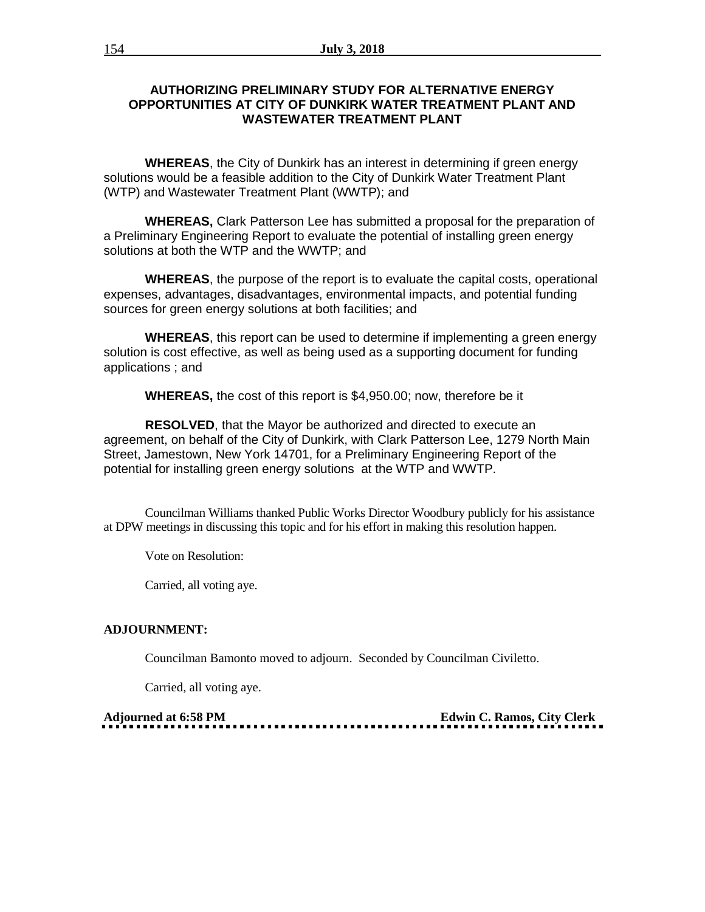## AUTHORIZING PRELIMINARY STUDY FOR ALTERNATIVE ENERGY OPPORTUNITIES AT CITY OF DUNKIRK WATER TREATMENT PLANT AND WASTEWATER TREATMENT PLANT

**WHEREAS**, the City of Dunkirk has an interest in determining if green energy solutions would be a feasible addition to the City of Dunkirk Water Treatment Plant (WTP) and Wastewater Treatment Plant (WWTP); and

**WHEREAS,** Clark Patterson Lee has submitted a proposal for the preparation of a Preliminary Engineering Report to evaluate the potential of installing green energy solutions at both the WTP and the WWTP; and

**WHEREAS**, the purpose of the report is to evaluate the capital costs, operational expenses, advantages, disadvantages, environmental impacts, and potential funding sources for green energy solutions at both facilities; and

**WHEREAS**, this report can be used to determine if implementing a green energy solution is cost effective, as well as being used as a supporting document for funding applications ; and

**WHEREAS,** the cost of this report is $4,950.00; now, therefore be it

**RESOLVED**, that the Mayor be authorized and directed to execute an agreement, on behalf of the City of Dunkirk, with Clark Patterson Lee, 1279 North Main Street, Jamestown, New York 14701, for a Preliminary Engineering Report of the potential for installing green energy solutions at the WTP and WWTP.

Councilman Williams thanked Public Works Director Woodbury publicly for his assistance at DPW meetings in discussing this topic and for his effort in making this resolution happen.

Vote on Resolution:

Carried, all voting aye.

**ADJOURNMENT:**

Councilman Bamonto moved to adjourn. Seconded by Councilman Civiletto.

Carried, all voting aye.

**Adjourned at 6:58 PM** **Edwin C. Ramos, City Clerk**